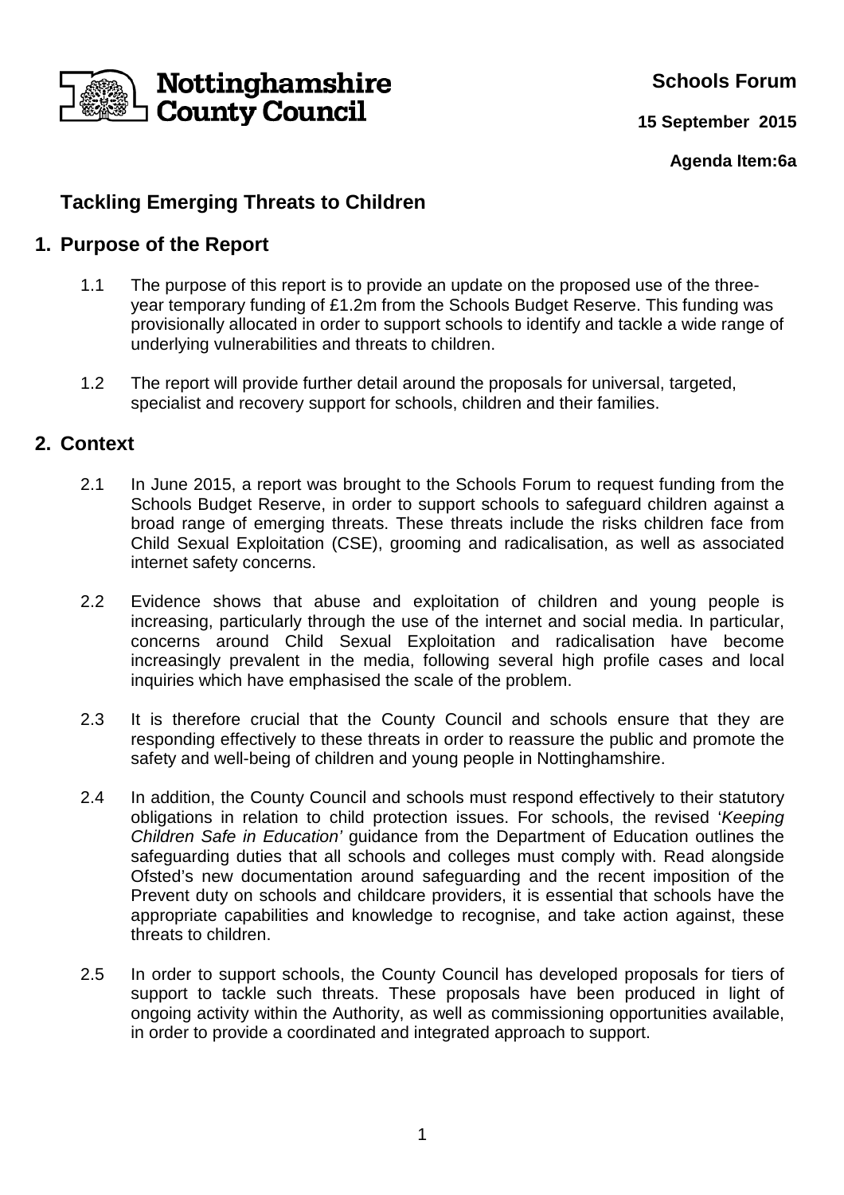Nottinghamshire County Council

**Schools Forum**

**15 September 2015**

**Agenda Item:6a**

## Tackling Emerging Threats to Children

## 1. Purpose of the Report

1.1 The purpose of this report is to provide an update on the proposed use of the three-year temporary funding of £1.2m from the Schools Budget Reserve. This funding was provisionally allocated in order to support schools to identify and tackle a wide range of underlying vulnerabilities and threats to children.

1.2 The report will provide further detail around the proposals for universal, targeted, specialist and recovery support for schools, children and their families.

## 2. Context

2.1 In June 2015, a report was brought to the Schools Forum to request funding from the Schools Budget Reserve, in order to support schools to safeguard children against a broad range of emerging threats. These threats include the risks children face from Child Sexual Exploitation (CSE), grooming and radicalisation, as well as associated internet safety concerns.

2.2 Evidence shows that abuse and exploitation of children and young people is increasing, particularly through the use of the internet and social media. In particular, concerns around Child Sexual Exploitation and radicalisation have become increasingly prevalent in the media, following several high profile cases and local inquiries which have emphasised the scale of the problem.

2.3 It is therefore crucial that the County Council and schools ensure that they are responding effectively to these threats in order to reassure the public and promote the safety and well-being of children and young people in Nottinghamshire.

2.4 In addition, the County Council and schools must respond effectively to their statutory obligations in relation to child protection issues. For schools, the revised '*Keeping Children Safe in Education'* guidance from the Department of Education outlines the safeguarding duties that all schools and colleges must comply with. Read alongside Ofsted's new documentation around safeguarding and the recent imposition of the Prevent duty on schools and childcare providers, it is essential that schools have the appropriate capabilities and knowledge to recognise, and take action against, these threats to children.

2.5 In order to support schools, the County Council has developed proposals for tiers of support to tackle such threats. These proposals have been produced in light of ongoing activity within the Authority, as well as commissioning opportunities available, in order to provide a coordinated and integrated approach to support.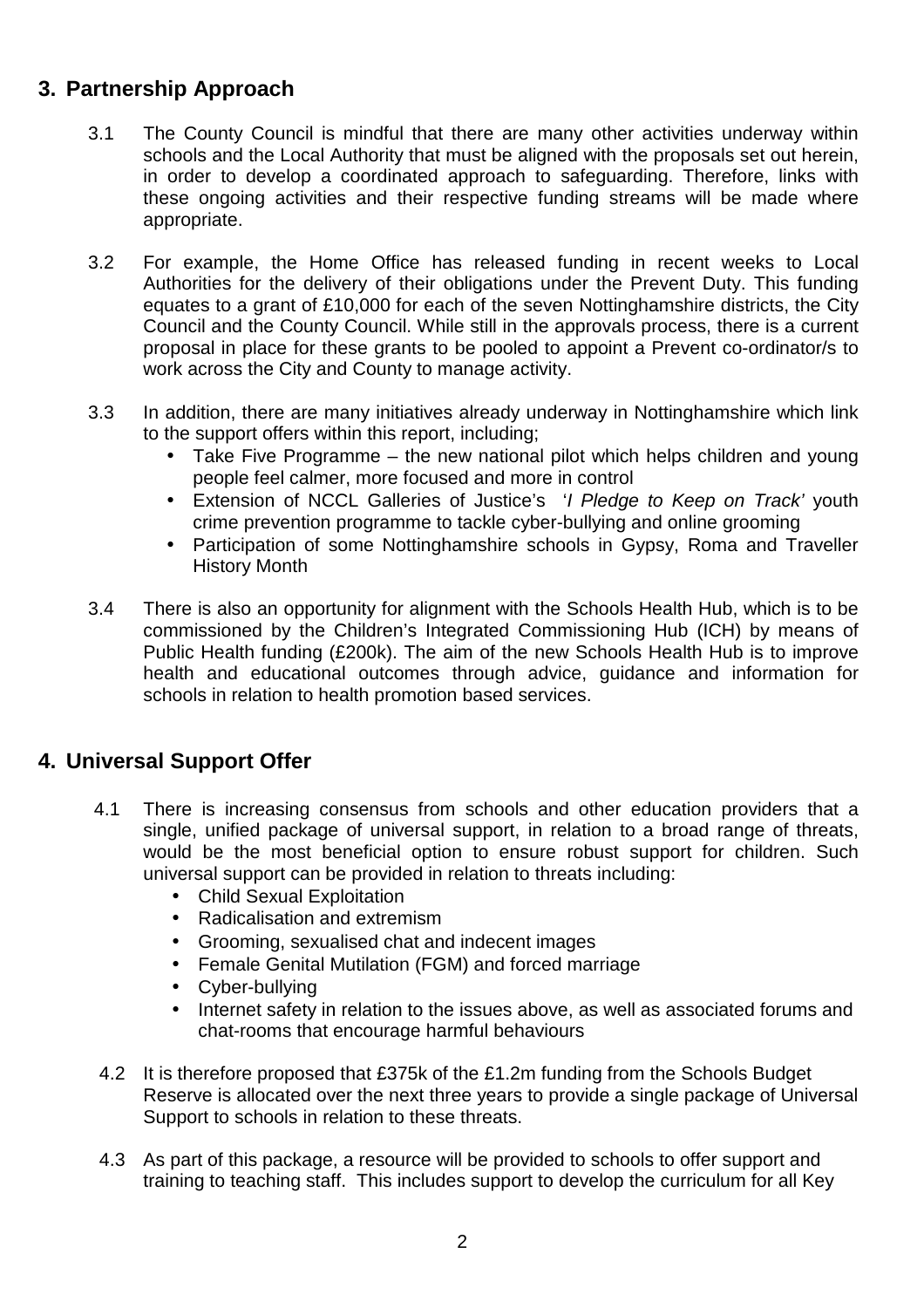## 3. Partnership Approach

3.1 The County Council is mindful that there are many other activities underway within schools and the Local Authority that must be aligned with the proposals set out herein, in order to develop a coordinated approach to safeguarding. Therefore, links with these ongoing activities and their respective funding streams will be made where appropriate.

3.2 For example, the Home Office has released funding in recent weeks to Local Authorities for the delivery of their obligations under the Prevent Duty. This funding equates to a grant of £10,000 for each of the seven Nottinghamshire districts, the City Council and the County Council. While still in the approvals process, there is a current proposal in place for these grants to be pooled to appoint a Prevent co-ordinator/s to work across the City and County to manage activity.

3.3 In addition, there are many initiatives already underway in Nottinghamshire which link to the support offers within this report, including;

- Take Five Programme – the new national pilot which helps children and young people feel calmer, more focused and more in control
- Extension of NCCL Galleries of Justice's '*I Pledge to Keep on Track'* youth crime prevention programme to tackle cyber-bullying and online grooming
- Participation of some Nottinghamshire schools in Gypsy, Roma and Traveller History Month

3.4 There is also an opportunity for alignment with the Schools Health Hub, which is to be commissioned by the Children's Integrated Commissioning Hub (ICH) by means of Public Health funding (£200k). The aim of the new Schools Health Hub is to improve health and educational outcomes through advice, guidance and information for schools in relation to health promotion based services.

## 4. Universal Support Offer

4.1 There is increasing consensus from schools and other education providers that a single, unified package of universal support, in relation to a broad range of threats, would be the most beneficial option to ensure robust support for children. Such universal support can be provided in relation to threats including:

- Child Sexual Exploitation
- Radicalisation and extremism
- Grooming, sexualised chat and indecent images
- Female Genital Mutilation (FGM) and forced marriage
- Cyber-bullying
- Internet safety in relation to the issues above, as well as associated forums and chat-rooms that encourage harmful behaviours

4.2 It is therefore proposed that £375k of the £1.2m funding from the Schools Budget Reserve is allocated over the next three years to provide a single package of Universal Support to schools in relation to these threats.

4.3 As part of this package, a resource will be provided to schools to offer support and training to teaching staff. This includes support to develop the curriculum for all Key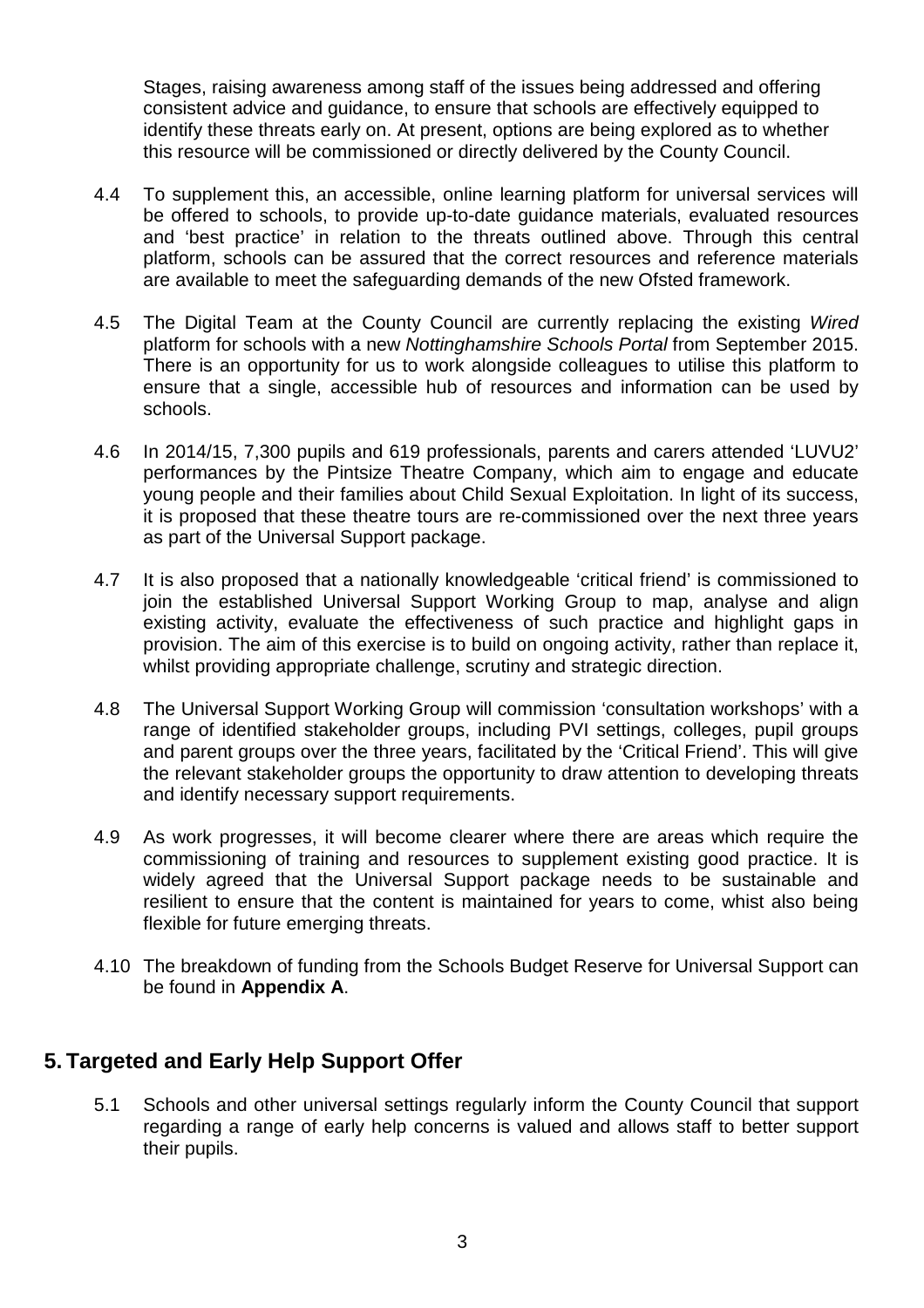Stages, raising awareness among staff of the issues being addressed and offering consistent advice and guidance, to ensure that schools are effectively equipped to identify these threats early on. At present, options are being explored as to whether this resource will be commissioned or directly delivered by the County Council.

4.4 To supplement this, an accessible, online learning platform for universal services will be offered to schools, to provide up-to-date guidance materials, evaluated resources and 'best practice' in relation to the threats outlined above. Through this central platform, schools can be assured that the correct resources and reference materials are available to meet the safeguarding demands of the new Ofsted framework.

4.5 The Digital Team at the County Council are currently replacing the existing *Wired* platform for schools with a new *Nottinghamshire Schools Portal* from September 2015. There is an opportunity for us to work alongside colleagues to utilise this platform to ensure that a single, accessible hub of resources and information can be used by schools.

4.6 In 2014/15, 7,300 pupils and 619 professionals, parents and carers attended 'LUVU2' performances by the Pintsize Theatre Company, which aim to engage and educate young people and their families about Child Sexual Exploitation. In light of its success, it is proposed that these theatre tours are re-commissioned over the next three years as part of the Universal Support package.

4.7 It is also proposed that a nationally knowledgeable 'critical friend' is commissioned to join the established Universal Support Working Group to map, analyse and align existing activity, evaluate the effectiveness of such practice and highlight gaps in provision. The aim of this exercise is to build on ongoing activity, rather than replace it, whilst providing appropriate challenge, scrutiny and strategic direction.

4.8 The Universal Support Working Group will commission 'consultation workshops' with a range of identified stakeholder groups, including PVI settings, colleges, pupil groups and parent groups over the three years, facilitated by the 'Critical Friend'. This will give the relevant stakeholder groups the opportunity to draw attention to developing threats and identify necessary support requirements.

4.9 As work progresses, it will become clearer where there are areas which require the commissioning of training and resources to supplement existing good practice. It is widely agreed that the Universal Support package needs to be sustainable and resilient to ensure that the content is maintained for years to come, whist also being flexible for future emerging threats.

4.10 The breakdown of funding from the Schools Budget Reserve for Universal Support can be found in **Appendix A**.

## 5. Targeted and Early Help Support Offer

5.1 Schools and other universal settings regularly inform the County Council that support regarding a range of early help concerns is valued and allows staff to better support their pupils.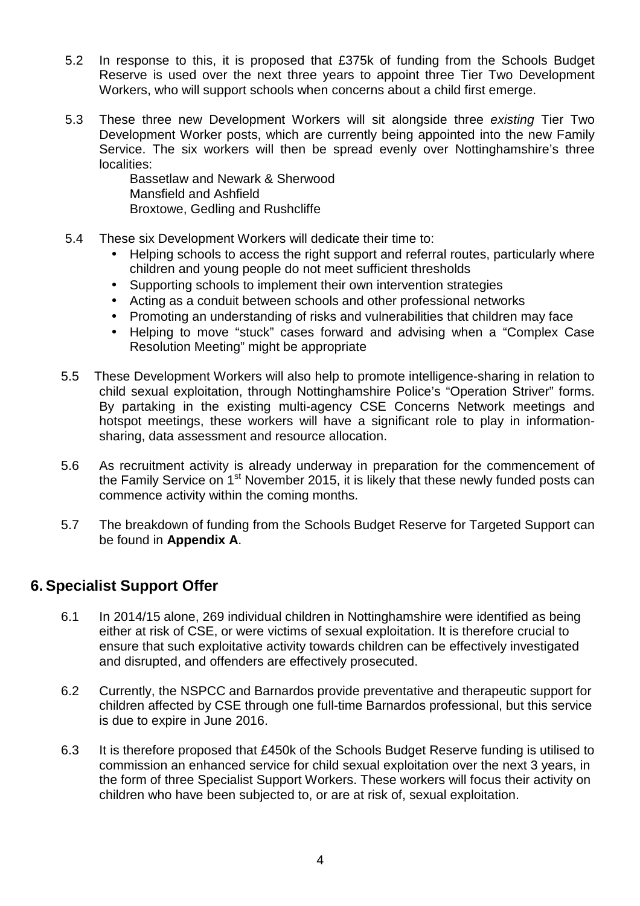5.2 In response to this, it is proposed that £375k of funding from the Schools Budget Reserve is used over the next three years to appoint three Tier Two Development Workers, who will support schools when concerns about a child first emerge.

5.3 These three new Development Workers will sit alongside three *existing* Tier Two Development Worker posts, which are currently being appointed into the new Family Service. The six workers will then be spread evenly over Nottinghamshire's three localities:

Bassetlaw and Newark & Sherwood
Mansfield and Ashfield
Broxtowe, Gedling and Rushcliffe

5.4 These six Development Workers will dedicate their time to:

- Helping schools to access the right support and referral routes, particularly where children and young people do not meet sufficient thresholds
- Supporting schools to implement their own intervention strategies
- Acting as a conduit between schools and other professional networks
- Promoting an understanding of risks and vulnerabilities that children may face
- Helping to move "stuck" cases forward and advising when a "Complex Case Resolution Meeting" might be appropriate

5.5 These Development Workers will also help to promote intelligence-sharing in relation to child sexual exploitation, through Nottinghamshire Police's "Operation Striver" forms. By partaking in the existing multi-agency CSE Concerns Network meetings and hotspot meetings, these workers will have a significant role to play in information-sharing, data assessment and resource allocation.

5.6 As recruitment activity is already underway in preparation for the commencement of the Family Service on 1st November 2015, it is likely that these newly funded posts can commence activity within the coming months.

5.7 The breakdown of funding from the Schools Budget Reserve for Targeted Support can be found in **Appendix A**.

## 6. Specialist Support Offer

6.1 In 2014/15 alone, 269 individual children in Nottinghamshire were identified as being either at risk of CSE, or were victims of sexual exploitation. It is therefore crucial to ensure that such exploitative activity towards children can be effectively investigated and disrupted, and offenders are effectively prosecuted.

6.2 Currently, the NSPCC and Barnardos provide preventative and therapeutic support for children affected by CSE through one full-time Barnardos professional, but this service is due to expire in June 2016.

6.3 It is therefore proposed that £450k of the Schools Budget Reserve funding is utilised to commission an enhanced service for child sexual exploitation over the next 3 years, in the form of three Specialist Support Workers. These workers will focus their activity on children who have been subjected to, or are at risk of, sexual exploitation.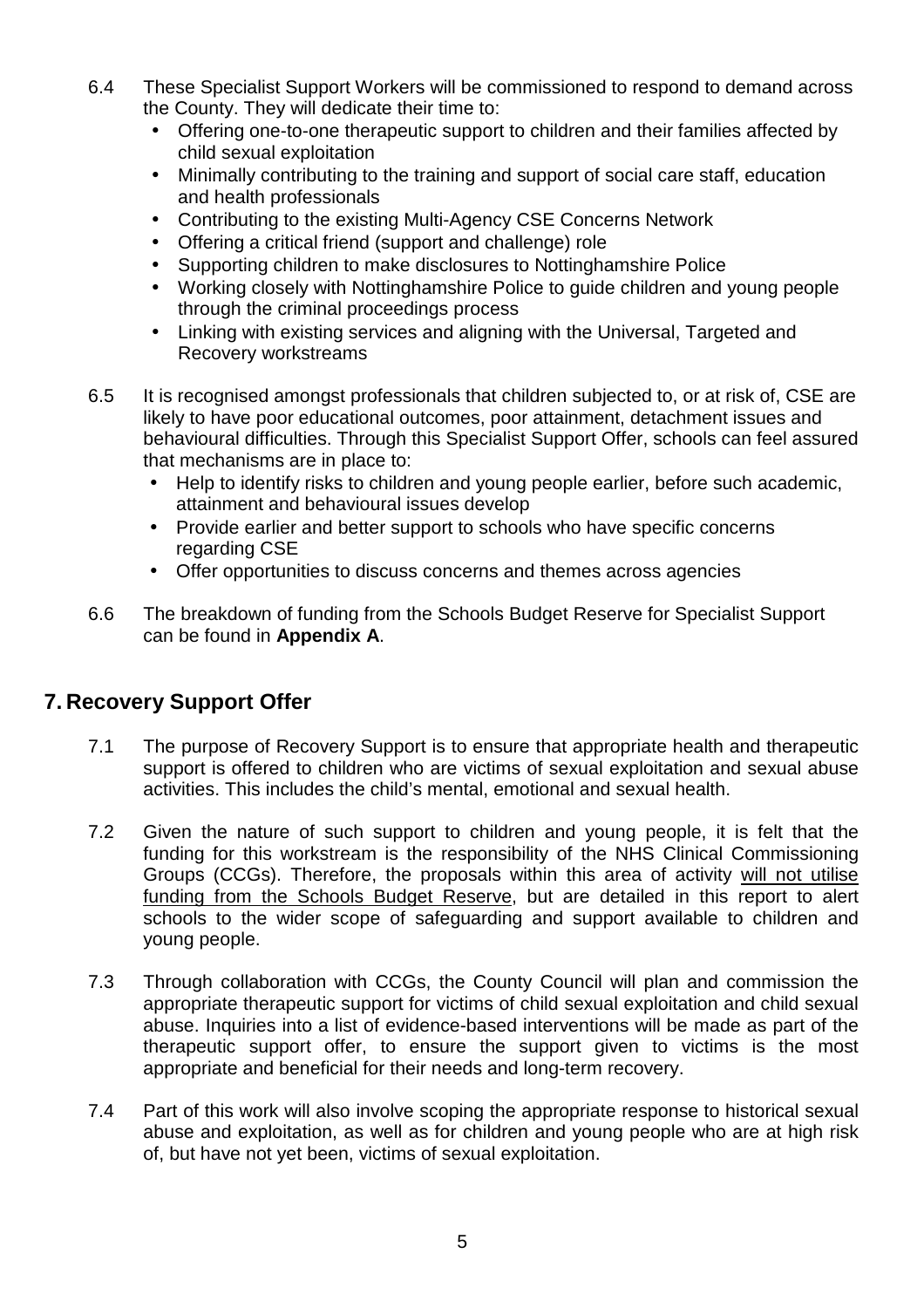6.4 These Specialist Support Workers will be commissioned to respond to demand across the County. They will dedicate their time to:

- Offering one-to-one therapeutic support to children and their families affected by child sexual exploitation
- Minimally contributing to the training and support of social care staff, education and health professionals
- Contributing to the existing Multi-Agency CSE Concerns Network
- Offering a critical friend (support and challenge) role
- Supporting children to make disclosures to Nottinghamshire Police
- Working closely with Nottinghamshire Police to guide children and young people through the criminal proceedings process
- Linking with existing services and aligning with the Universal, Targeted and Recovery workstreams

6.5 It is recognised amongst professionals that children subjected to, or at risk of, CSE are likely to have poor educational outcomes, poor attainment, detachment issues and behavioural difficulties. Through this Specialist Support Offer, schools can feel assured that mechanisms are in place to:

- Help to identify risks to children and young people earlier, before such academic, attainment and behavioural issues develop
- Provide earlier and better support to schools who have specific concerns regarding CSE
- Offer opportunities to discuss concerns and themes across agencies

6.6 The breakdown of funding from the Schools Budget Reserve for Specialist Support can be found in **Appendix A**.

## 7. Recovery Support Offer

7.1 The purpose of Recovery Support is to ensure that appropriate health and therapeutic support is offered to children who are victims of sexual exploitation and sexual abuse activities. This includes the child's mental, emotional and sexual health.

7.2 Given the nature of such support to children and young people, it is felt that the funding for this workstream is the responsibility of the NHS Clinical Commissioning Groups (CCGs). Therefore, the proposals within this area of activity <u>will not utilise funding from the Schools Budget Reserve</u>, but are detailed in this report to alert schools to the wider scope of safeguarding and support available to children and young people.

7.3 Through collaboration with CCGs, the County Council will plan and commission the appropriate therapeutic support for victims of child sexual exploitation and child sexual abuse. Inquiries into a list of evidence-based interventions will be made as part of the therapeutic support offer, to ensure the support given to victims is the most appropriate and beneficial for their needs and long-term recovery.

7.4 Part of this work will also involve scoping the appropriate response to historical sexual abuse and exploitation, as well as for children and young people who are at high risk of, but have not yet been, victims of sexual exploitation.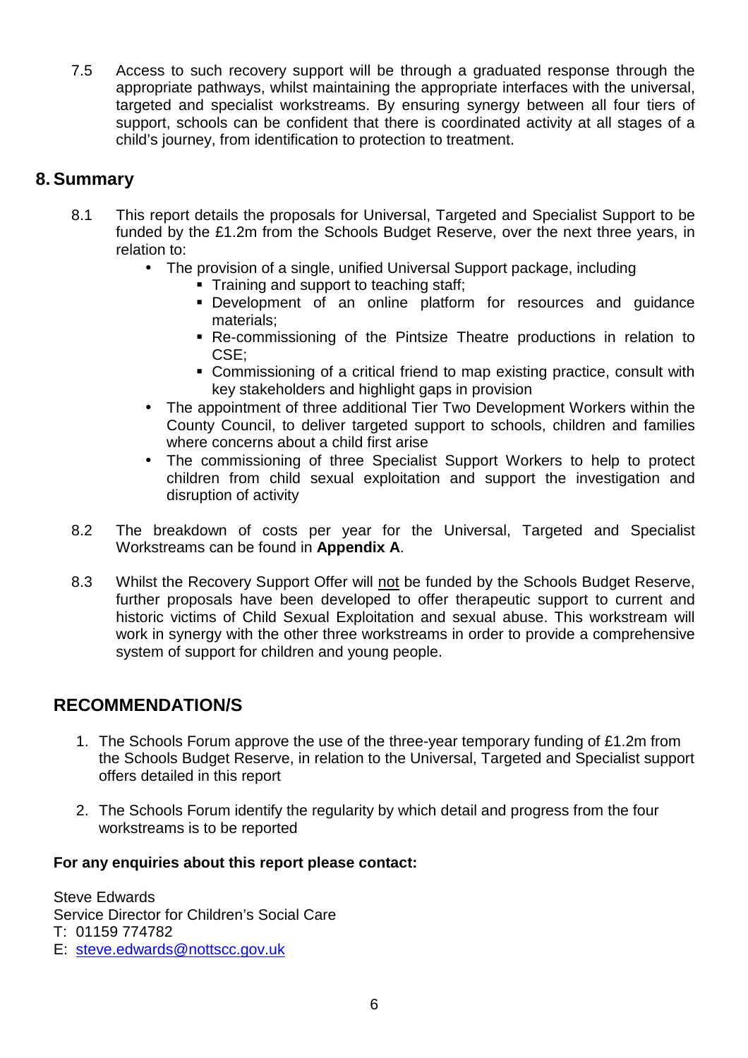7.5 Access to such recovery support will be through a graduated response through the appropriate pathways, whilst maintaining the appropriate interfaces with the universal, targeted and specialist workstreams. By ensuring synergy between all four tiers of support, schools can be confident that there is coordinated activity at all stages of a child's journey, from identification to protection to treatment.

## 8. Summary

8.1 This report details the proposals for Universal, Targeted and Specialist Support to be funded by the £1.2m from the Schools Budget Reserve, over the next three years, in relation to:

- The provision of a single, unified Universal Support package, including
  - Training and support to teaching staff;
  - Development of an online platform for resources and guidance materials;
  - Re-commissioning of the Pintsize Theatre productions in relation to CSE;
  - Commissioning of a critical friend to map existing practice, consult with key stakeholders and highlight gaps in provision
- The appointment of three additional Tier Two Development Workers within the County Council, to deliver targeted support to schools, children and families where concerns about a child first arise
- The commissioning of three Specialist Support Workers to help to protect children from child sexual exploitation and support the investigation and disruption of activity

8.2 The breakdown of costs per year for the Universal, Targeted and Specialist Workstreams can be found in **Appendix A**.

8.3 Whilst the Recovery Support Offer will not be funded by the Schools Budget Reserve, further proposals have been developed to offer therapeutic support to current and historic victims of Child Sexual Exploitation and sexual abuse. This workstream will work in synergy with the other three workstreams in order to provide a comprehensive system of support for children and young people.

## RECOMMENDATION/S

1. The Schools Forum approve the use of the three-year temporary funding of £1.2m from the Schools Budget Reserve, in relation to the Universal, Targeted and Specialist support offers detailed in this report
2. The Schools Forum identify the regularity by which detail and progress from the four workstreams is to be reported

**For any enquiries about this report please contact:**

Steve Edwards
Service Director for Children's Social Care
T: 01159 774782
E: steve.edwards@nottscc.gov.uk